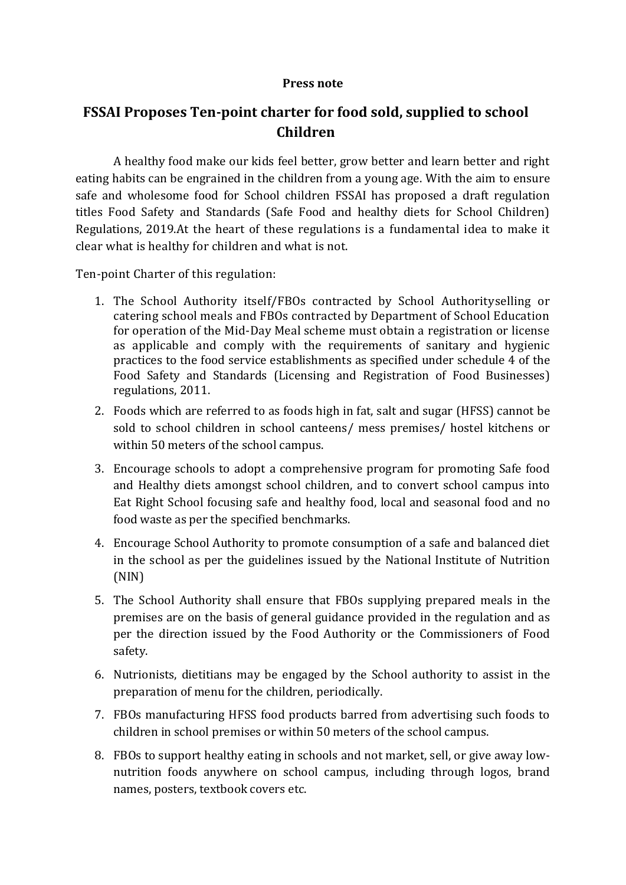**Press note**

# FSSAI Proposes Ten-point charter for food sold, supplied to school Children

A healthy food make our kids feel better, grow better and learn better and right eating habits can be engrained in the children from a young age. With the aim to ensure safe and wholesome food for School children FSSAI has proposed a draft regulation titles Food Safety and Standards (Safe Food and healthy diets for School Children) Regulations, 2019.At the heart of these regulations is a fundamental idea to make it clear what is healthy for children and what is not.

Ten-point Charter of this regulation:

1. The School Authority itself/FBOs contracted by School Authorityselling or catering school meals and FBOs contracted by Department of School Education for operation of the Mid-Day Meal scheme must obtain a registration or license as applicable and comply with the requirements of sanitary and hygienic practices to the food service establishments as specified under schedule 4 of the Food Safety and Standards (Licensing and Registration of Food Businesses) regulations, 2011.
2. Foods which are referred to as foods high in fat, salt and sugar (HFSS) cannot be sold to school children in school canteens/ mess premises/ hostel kitchens or within 50 meters of the school campus.
3. Encourage schools to adopt a comprehensive program for promoting Safe food and Healthy diets amongst school children, and to convert school campus into Eat Right School focusing safe and healthy food, local and seasonal food and no food waste as per the specified benchmarks.
4. Encourage School Authority to promote consumption of a safe and balanced diet in the school as per the guidelines issued by the National Institute of Nutrition (NIN)
5. The School Authority shall ensure that FBOs supplying prepared meals in the premises are on the basis of general guidance provided in the regulation and as per the direction issued by the Food Authority or the Commissioners of Food safety.
6. Nutrionists, dietitians may be engaged by the School authority to assist in the preparation of menu for the children, periodically.
7. FBOs manufacturing HFSS food products barred from advertising such foods to children in school premises or within 50 meters of the school campus.
8. FBOs to support healthy eating in schools and not market, sell, or give away low-nutrition foods anywhere on school campus, including through logos, brand names, posters, textbook covers etc.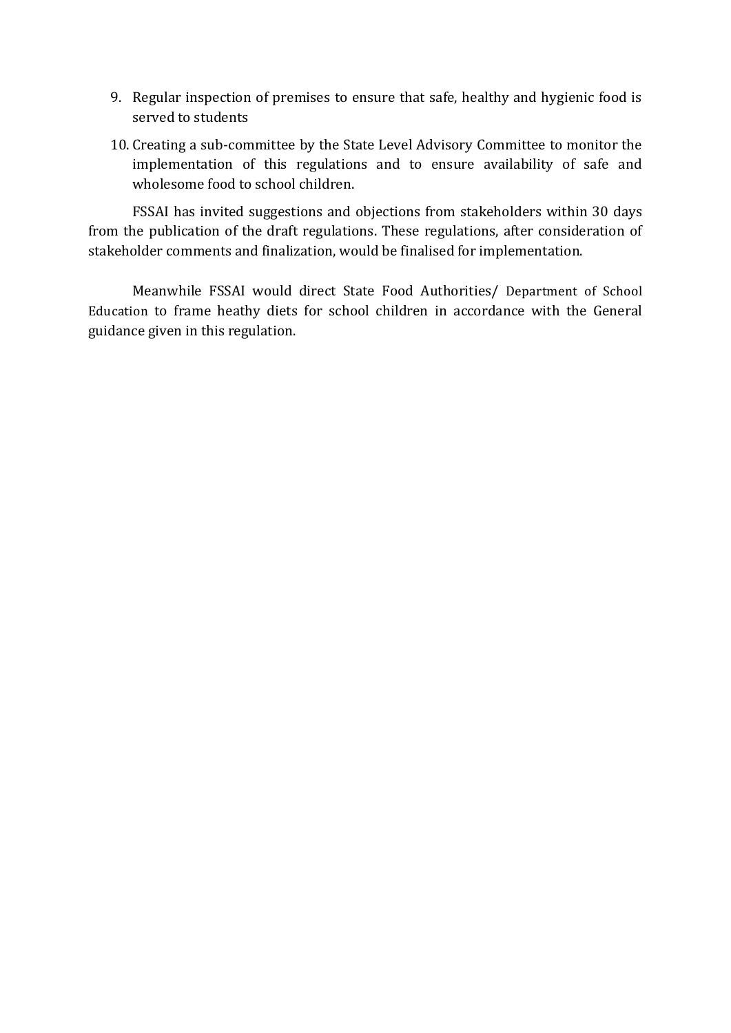9. Regular inspection of premises to ensure that safe, healthy and hygienic food is served to students
10. Creating a sub-committee by the State Level Advisory Committee to monitor the implementation of this regulations and to ensure availability of safe and wholesome food to school children.

FSSAI has invited suggestions and objections from stakeholders within 30 days from the publication of the draft regulations. These regulations, after consideration of stakeholder comments and finalization, would be finalised for implementation.

Meanwhile FSSAI would direct State Food Authorities/ Department of School Education to frame heathy diets for school children in accordance with the General guidance given in this regulation.